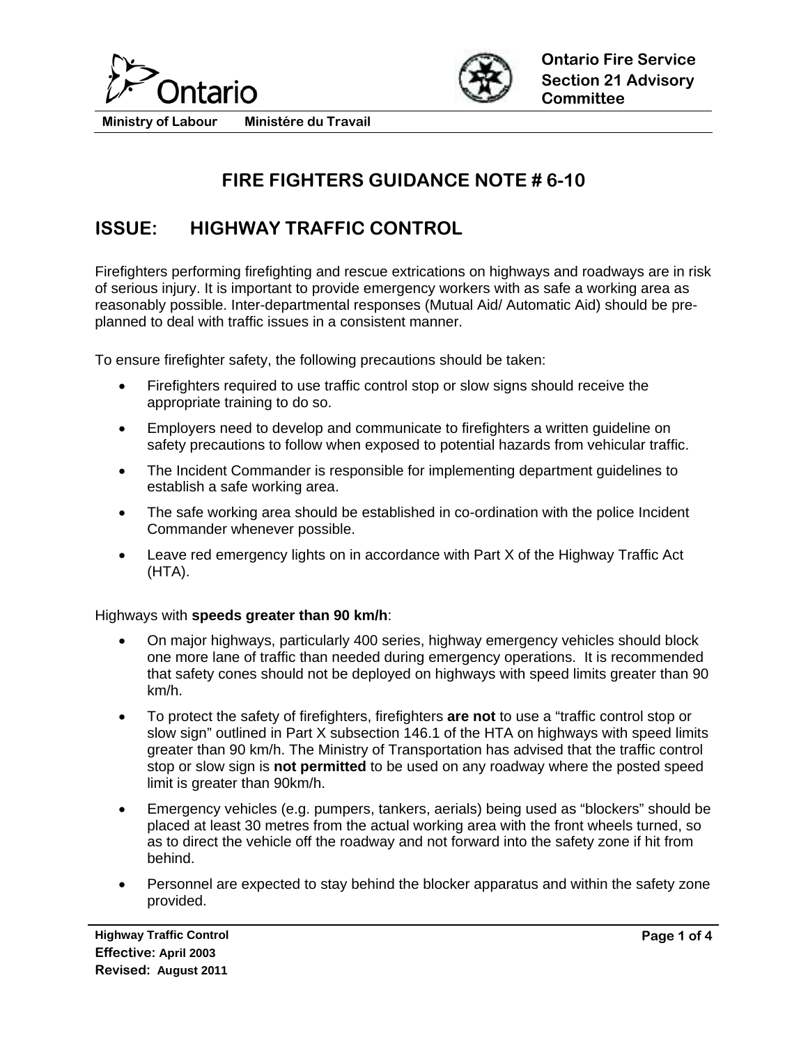Ontario

Ministry of Labour    Ministére du Travail

**Ontario Fire Service Section 21 Advisory Committee**

# FIRE FIGHTERS GUIDANCE NOTE # 6-10

## ISSUE: HIGHWAY TRAFFIC CONTROL

Firefighters performing firefighting and rescue extrications on highways and roadways are in risk of serious injury. It is important to provide emergency workers with as safe a working area as reasonably possible. Inter-departmental responses (Mutual Aid/ Automatic Aid) should be pre-planned to deal with traffic issues in a consistent manner.

To ensure firefighter safety, the following precautions should be taken:

- Firefighters required to use traffic control stop or slow signs should receive the appropriate training to do so.
- Employers need to develop and communicate to firefighters a written guideline on safety precautions to follow when exposed to potential hazards from vehicular traffic.
- The Incident Commander is responsible for implementing department guidelines to establish a safe working area.
- The safe working area should be established in co-ordination with the police Incident Commander whenever possible.
- Leave red emergency lights on in accordance with Part X of the Highway Traffic Act (HTA).

Highways with **speeds greater than 90 km/h**:

- On major highways, particularly 400 series, highway emergency vehicles should block one more lane of traffic than needed during emergency operations. It is recommended that safety cones should not be deployed on highways with speed limits greater than 90 km/h.
- To protect the safety of firefighters, firefighters **are not** to use a "traffic control stop or slow sign" outlined in Part X subsection 146.1 of the HTA on highways with speed limits greater than 90 km/h. The Ministry of Transportation has advised that the traffic control stop or slow sign is **not permitted** to be used on any roadway where the posted speed limit is greater than 90km/h.
- Emergency vehicles (e.g. pumpers, tankers, aerials) being used as "blockers" should be placed at least 30 metres from the actual working area with the front wheels turned, so as to direct the vehicle off the roadway and not forward into the safety zone if hit from behind.
- Personnel are expected to stay behind the blocker apparatus and within the safety zone provided.

**Highway Traffic Control**
**Effective:** April 2003
**Revised:** August 2011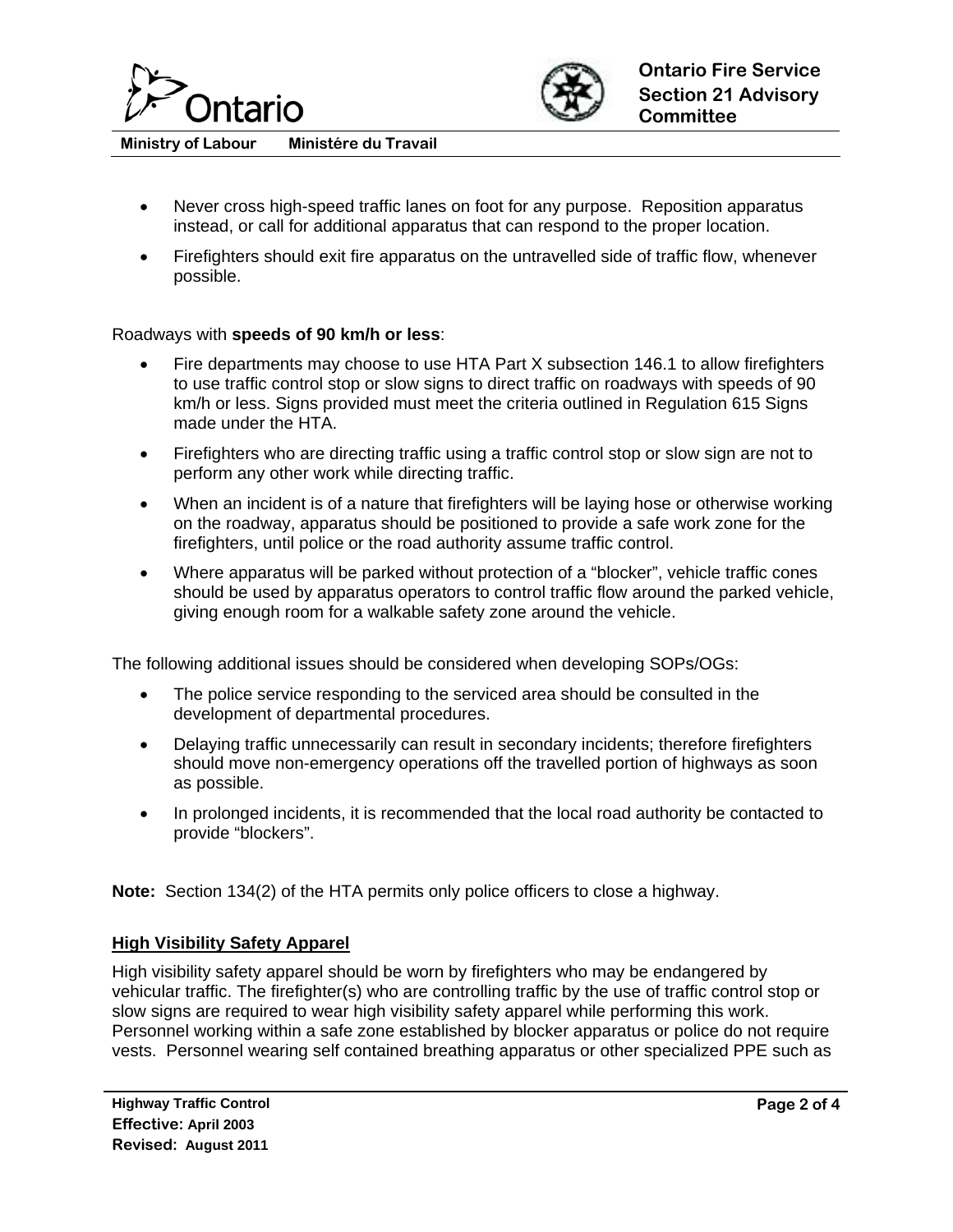- Never cross high-speed traffic lanes on foot for any purpose. Reposition apparatus instead, or call for additional apparatus that can respond to the proper location.
- Firefighters should exit fire apparatus on the untravelled side of traffic flow, whenever possible.

Roadways with **speeds of 90 km/h or less**:

- Fire departments may choose to use HTA Part X subsection 146.1 to allow firefighters to use traffic control stop or slow signs to direct traffic on roadways with speeds of 90 km/h or less. Signs provided must meet the criteria outlined in Regulation 615 Signs made under the HTA.
- Firefighters who are directing traffic using a traffic control stop or slow sign are not to perform any other work while directing traffic.
- When an incident is of a nature that firefighters will be laying hose or otherwise working on the roadway, apparatus should be positioned to provide a safe work zone for the firefighters, until police or the road authority assume traffic control.
- Where apparatus will be parked without protection of a "blocker", vehicle traffic cones should be used by apparatus operators to control traffic flow around the parked vehicle, giving enough room for a walkable safety zone around the vehicle.

The following additional issues should be considered when developing SOPs/OGs:

- The police service responding to the serviced area should be consulted in the development of departmental procedures.
- Delaying traffic unnecessarily can result in secondary incidents; therefore firefighters should move non-emergency operations off the travelled portion of highways as soon as possible.
- In prolonged incidents, it is recommended that the local road authority be contacted to provide "blockers".

**Note:** Section 134(2) of the HTA permits only police officers to close a highway.

## High Visibility Safety Apparel

High visibility safety apparel should be worn by firefighters who may be endangered by vehicular traffic. The firefighter(s) who are controlling traffic by the use of traffic control stop or slow signs are required to wear high visibility safety apparel while performing this work. Personnel working within a safe zone established by blocker apparatus or police do not require vests. Personnel wearing self contained breathing apparatus or other specialized PPE such as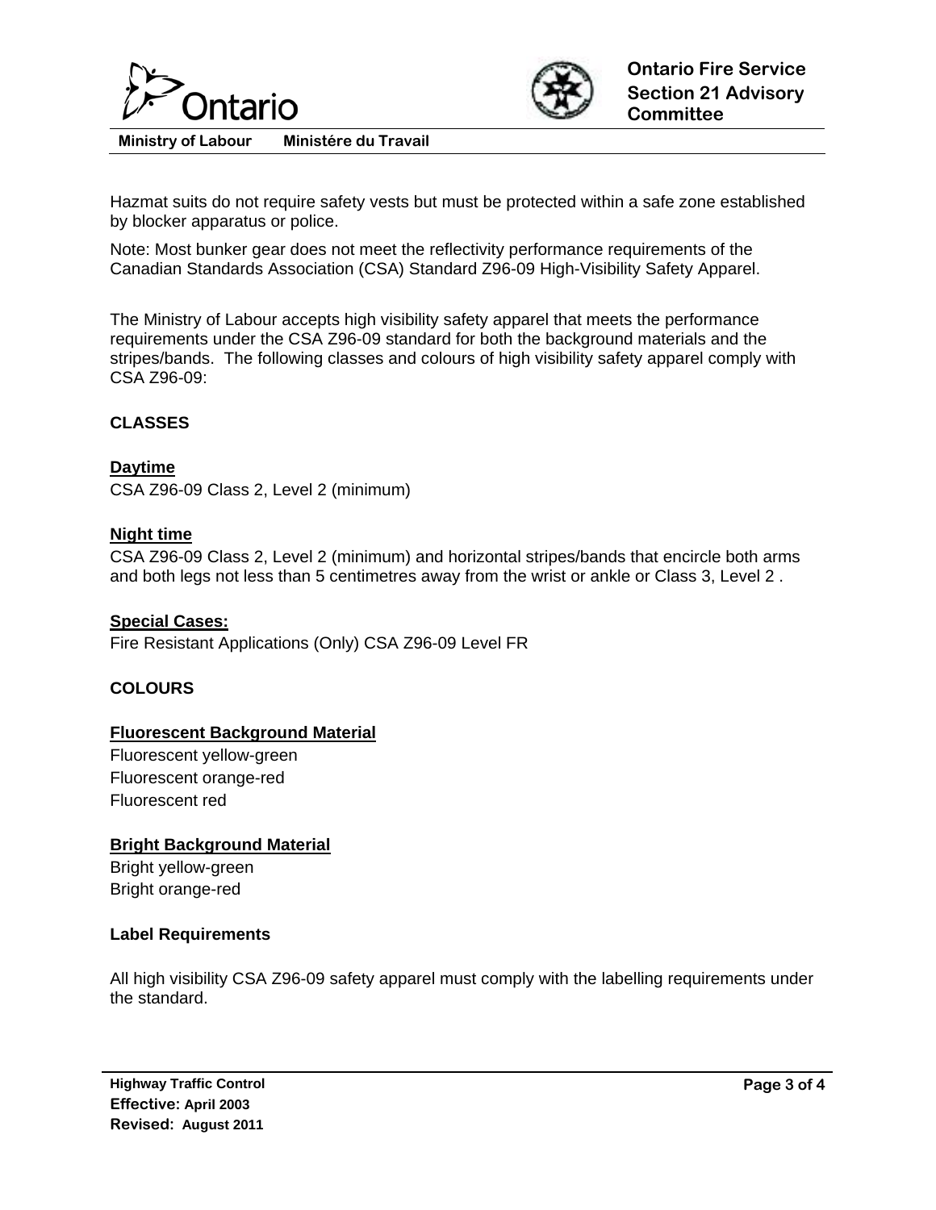Hazmat suits do not require safety vests but must be protected within a safe zone established by blocker apparatus or police.

Note: Most bunker gear does not meet the reflectivity performance requirements of the Canadian Standards Association (CSA) Standard Z96-09 High-Visibility Safety Apparel.

The Ministry of Labour accepts high visibility safety apparel that meets the performance requirements under the CSA Z96-09 standard for both the background materials and the stripes/bands. The following classes and colours of high visibility safety apparel comply with CSA Z96-09:

**CLASSES**

**Daytime**

CSA Z96-09 Class 2, Level 2 (minimum)

**Night time**

CSA Z96-09 Class 2, Level 2 (minimum) and horizontal stripes/bands that encircle both arms and both legs not less than 5 centimetres away from the wrist or ankle or Class 3, Level 2 .

**Special Cases:**

Fire Resistant Applications (Only) CSA Z96-09 Level FR

**COLOURS**

**Fluorescent Background Material**

Fluorescent yellow-green
Fluorescent orange-red
Fluorescent red

**Bright Background Material**

Bright yellow-green
Bright orange-red

**Label Requirements**

All high visibility CSA Z96-09 safety apparel must comply with the labelling requirements under the standard.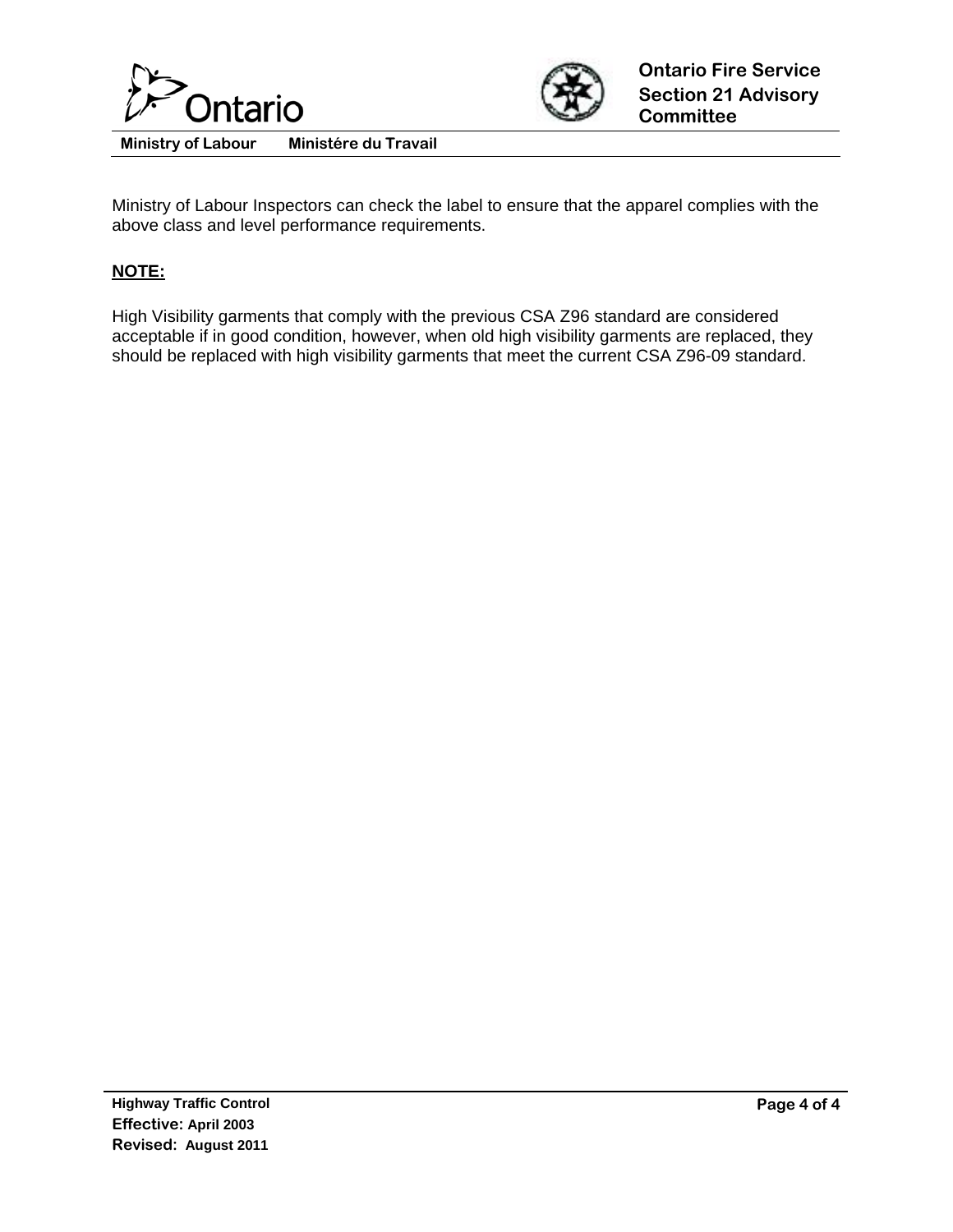Ministry of Labour Inspectors can check the label to ensure that the apparel complies with the above class and level performance requirements.

**NOTE:**

High Visibility garments that comply with the previous CSA Z96 standard are considered acceptable if in good condition, however, when old high visibility garments are replaced, they should be replaced with high visibility garments that meet the current CSA Z96-09 standard.